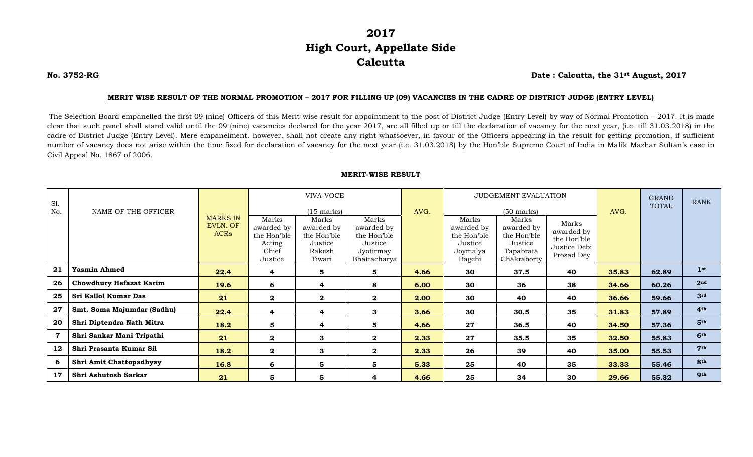# 2017
# High Court, Appellate Side
# Calcutta

**No. 3752-RG** **Date : Calcutta, the 31st August, 2017**

**MERIT WISE RESULT OF THE NORMAL PROMOTION – 2017 FOR FILLING UP (09) VACANCIES IN THE CADRE OF DISTRICT JUDGE (ENTRY LEVEL)**

The Selection Board empanelled the first 09 (nine) Officers of this Merit-wise result for appointment to the post of District Judge (Entry Level) by way of Normal Promotion – 2017. It is made clear that such panel shall stand valid until the 09 (nine) vacancies declared for the year 2017, are all filled up or till the declaration of vacancy for the next year, (i.e. till 31.03.2018) in the cadre of District Judge (Entry Level). Mere empanelment, however, shall not create any right whatsoever, in favour of the Officers appearing in the result for getting promotion, if sufficient number of vacancy does not arise within the time fixed for declaration of vacancy for the next year (i.e. 31.03.2018) by the Hon'ble Supreme Court of India in Malik Mazhar Sultan's case in Civil Appeal No. 1867 of 2006.

**MERIT-WISE RESULT**

| Sl. No. | NAME OF THE OFFICER | MARKS IN EVLN. OF ACRs | VIVA-VOCE (15 marks) | | | AVG. | JUDGEMENT EVALUATION (50 marks) | | | AVG. | GRAND TOTAL | RANK |
|---|---|---|---|---|---|---|---|---|---|---|---|---|
| | | | Marks awarded by the Hon'ble Acting Chief Justice | Marks awarded by the Hon'ble Justice Rakesh Tiwari | Marks awarded by the Hon'ble Justice Jyotirmay Bhattacharya | | Marks awarded by the Hon'ble Justice Joymalya Bagchi | Marks awarded by the Hon'ble Justice Tapabrata Chakraborty | Marks awarded by the Hon'ble Justice Debi Prosad Dey | | | |
| **21** | **Yasmin Ahmed** | **22.4** | **4** | **5** | **5** | **4.66** | **30** | **37.5** | **40** | **35.83** | **62.89** | **1st** |
| **26** | **Chowdhury Hefazat Karim** | **19.6** | **6** | **4** | **8** | **6.00** | **30** | **36** | **38** | **34.66** | **60.26** | **2nd** |
| **25** | **Sri Kallol Kumar Das** | **21** | **2** | **2** | **2** | **2.00** | **30** | **40** | **40** | **36.66** | **59.66** | **3rd** |
| **27** | **Smt. Soma Majumdar (Sadhu)** | **22.4** | **4** | **4** | **3** | **3.66** | **30** | **30.5** | **35** | **31.83** | **57.89** | **4th** |
| **20** | **Shri Diptendra Nath Mitra** | **18.2** | **5** | **4** | **5** | **4.66** | **27** | **36.5** | **40** | **34.50** | **57.36** | **5th** |
| **7** | **Shri Sankar Mani Tripathi** | **21** | **2** | **3** | **2** | **2.33** | **27** | **35.5** | **35** | **32.50** | **55.83** | **6th** |
| **12** | **Shri Prasanta Kumar Sil** | **18.2** | **2** | **3** | **2** | **2.33** | **26** | **39** | **40** | **35.00** | **55.53** | **7th** |
| **6** | **Shri Amit Chattopadhyay** | **16.8** | **6** | **5** | **5** | **5.33** | **25** | **40** | **35** | **33.33** | **55.46** | **8th** |
| **17** | **Shri Ashutosh Sarkar** | **21** | **5** | **5** | **4** | **4.66** | **25** | **34** | **30** | **29.66** | **55.32** | **9th** |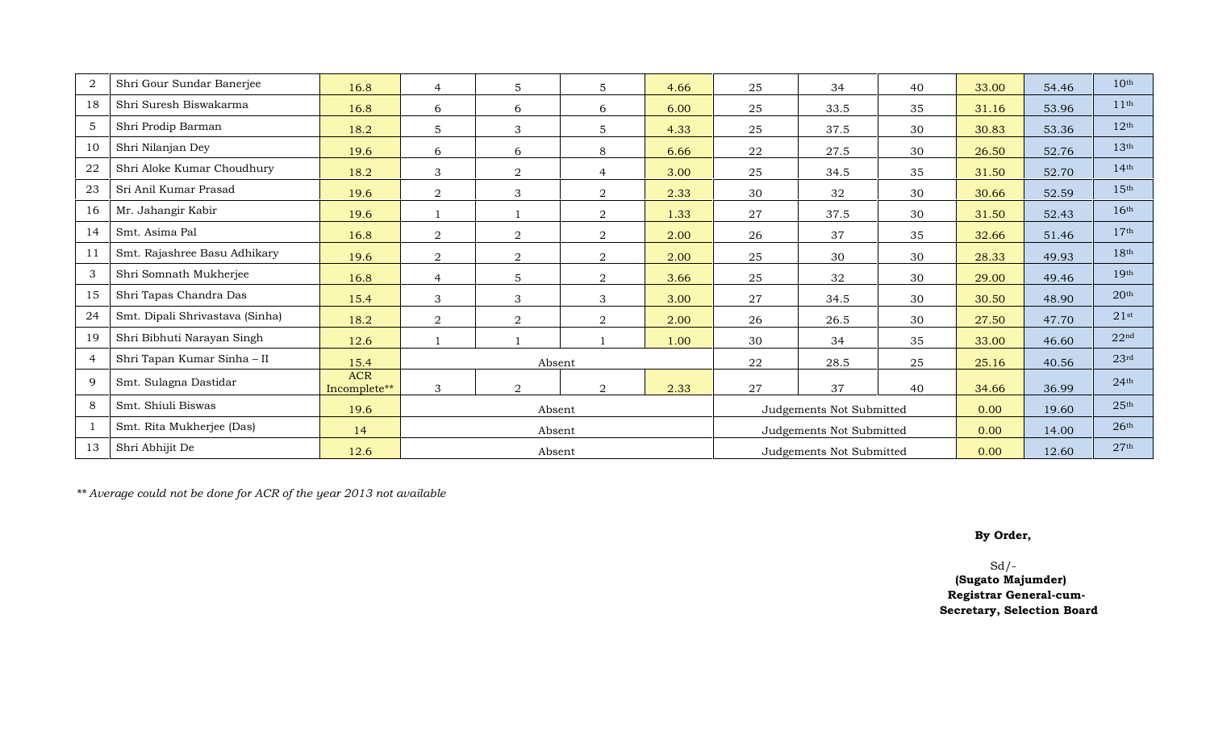| | | | | | | | | | | | | |
|---|---|---|---|---|---|---|---|---|---|---|---|---|
| 2 | Shri Gour Sundar Banerjee | 16.8 | 4 | 5 | 5 | 4.66 | 25 | 34 | 40 | 33.00 | 54.46 | 10th |
| 18 | Shri Suresh Biswakarma | 16.8 | 6 | 6 | 6 | 6.00 | 25 | 33.5 | 35 | 31.16 | 53.96 | 11th |
| 5 | Shri Prodip Barman | 18.2 | 5 | 3 | 5 | 4.33 | 25 | 37.5 | 30 | 30.83 | 53.36 | 12th |
| 10 | Shri Nilanjan Dey | 19.6 | 6 | 6 | 8 | 6.66 | 22 | 27.5 | 30 | 26.50 | 52.76 | 13th |
| 22 | Shri Aloke Kumar Choudhury | 18.2 | 3 | 2 | 4 | 3.00 | 25 | 34.5 | 35 | 31.50 | 52.70 | 14th |
| 23 | Sri Anil Kumar Prasad | 19.6 | 2 | 3 | 2 | 2.33 | 30 | 32 | 30 | 30.66 | 52.59 | 15th |
| 16 | Mr. Jahangir Kabir | 19.6 | 1 | 1 | 2 | 1.33 | 27 | 37.5 | 30 | 31.50 | 52.43 | 16th |
| 14 | Smt. Asima Pal | 16.8 | 2 | 2 | 2 | 2.00 | 26 | 37 | 35 | 32.66 | 51.46 | 17th |
| 11 | Smt. Rajashree Basu Adhikary | 19.6 | 2 | 2 | 2 | 2.00 | 25 | 30 | 30 | 28.33 | 49.93 | 18th |
| 3 | Shri Somnath Mukherjee | 16.8 | 4 | 5 | 2 | 3.66 | 25 | 32 | 30 | 29.00 | 49.46 | 19th |
| 15 | Shri Tapas Chandra Das | 15.4 | 3 | 3 | 3 | 3.00 | 27 | 34.5 | 30 | 30.50 | 48.90 | 20th |
| 24 | Smt. Dipali Shrivastava (Sinha) | 18.2 | 2 | 2 | 2 | 2.00 | 26 | 26.5 | 30 | 27.50 | 47.70 | 21st |
| 19 | Shri Bibhuti Narayan Singh | 12.6 | 1 | 1 | 1 | 1.00 | 30 | 34 | 35 | 33.00 | 46.60 | 22nd |
| 4 | Shri Tapan Kumar Sinha – II | 15.4 | Absent | | | | 22 | 28.5 | 25 | 25.16 | 40.56 | 23rd |
| 9 | Smt. Sulagna Dastidar | ACR Incomplete** | 3 | 2 | 2 | 2.33 | 27 | 37 | 40 | 34.66 | 36.99 | 24th |
| 8 | Smt. Shiuli Biswas | 19.6 | Absent | | | | Judgements Not Submitted | | | 0.00 | 19.60 | 25th |
| 1 | Smt. Rita Mukherjee (Das) | 14 | Absent | | | | Judgements Not Submitted | | | 0.00 | 14.00 | 26th |
| 13 | Shri Abhijit De | 12.6 | Absent | | | | Judgements Not Submitted | | | 0.00 | 12.60 | 27th |

*** Average could not be done for ACR of the year 2013 not available*

**By Order,**

Sd/-
**(Sugato Majumder)**
**Registrar General-cum-**
**Secretary, Selection Board**